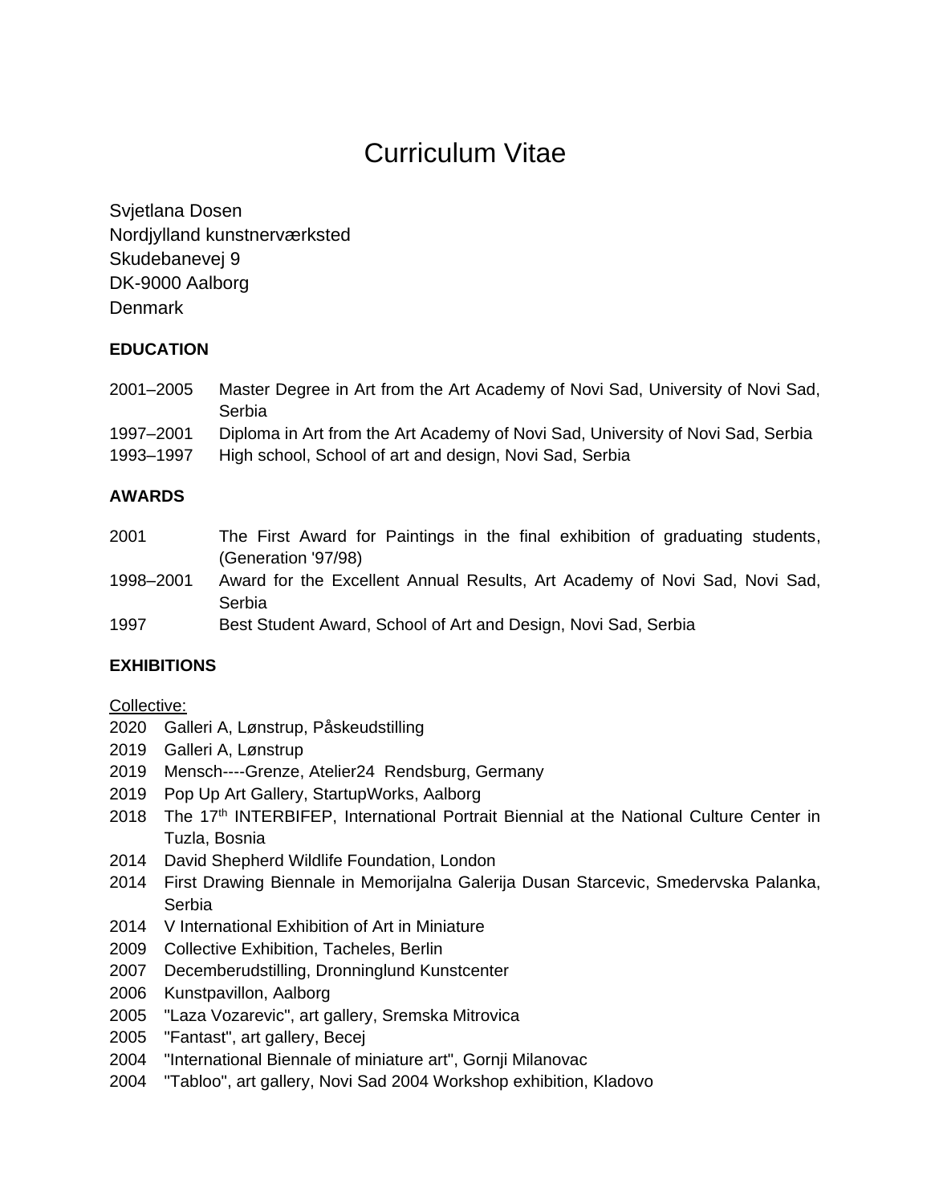# Curriculum Vitae

Svjetlana Dosen
Nordjylland kunstnerværksted
Skudebanevej 9
DK-9000 Aalborg
Denmark

**EDUCATION**

2001–2005 Master Degree in Art from the Art Academy of Novi Sad, University of Novi Sad, Serbia
1997–2001 Diploma in Art from the Art Academy of Novi Sad, University of Novi Sad, Serbia
1993–1997 High school, School of art and design, Novi Sad, Serbia

**AWARDS**

2001 The First Award for Paintings in the final exhibition of graduating students, (Generation '97/98)
1998–2001 Award for the Excellent Annual Results, Art Academy of Novi Sad, Novi Sad, Serbia
1997 Best Student Award, School of Art and Design, Novi Sad, Serbia

**EXHIBITIONS**

Collective:
2020 Galleri A, Lønstrup, Påskeudstilling
2019 Galleri A, Lønstrup
2019 Mensch----Grenze, Atelier24 Rendsburg, Germany
2019 Pop Up Art Gallery, StartupWorks, Aalborg
2018 The 17th INTERBIFEP, International Portrait Biennial at the National Culture Center in Tuzla, Bosnia
2014 David Shepherd Wildlife Foundation, London
2014 First Drawing Biennale in Memorijalna Galerija Dusan Starcevic, Smedervska Palanka, Serbia
2014 V International Exhibition of Art in Miniature
2009 Collective Exhibition, Tacheles, Berlin
2007 Decemberudstilling, Dronninglund Kunstcenter
2006 Kunstpavillon, Aalborg
2005 "Laza Vozarevic", art gallery, Sremska Mitrovica
2005 "Fantast", art gallery, Becej
2004 "International Biennale of miniature art", Gornji Milanovac
2004 "Tabloo", art gallery, Novi Sad 2004 Workshop exhibition, Kladovo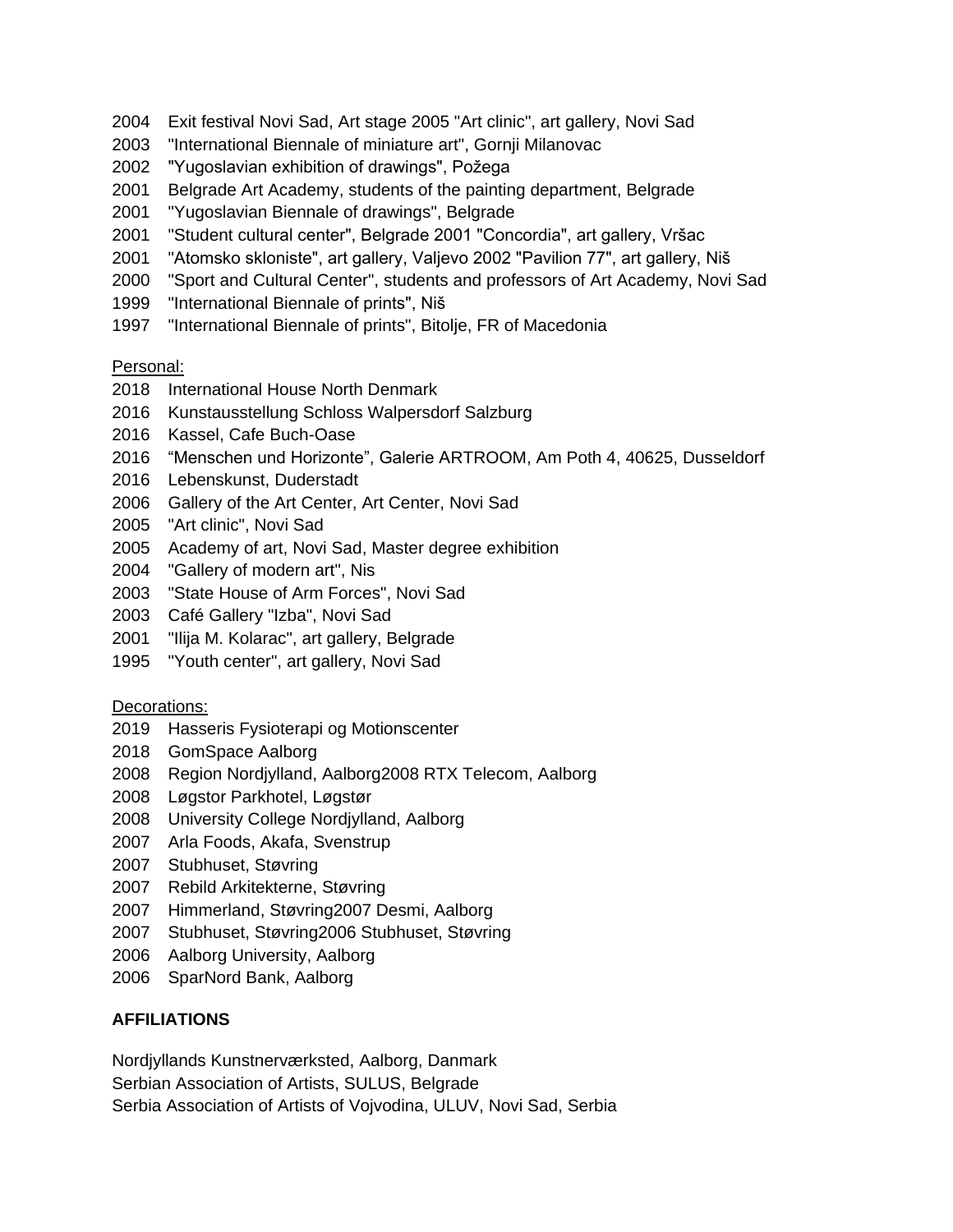2004 Exit festival Novi Sad, Art stage 2005 "Art clinic", art gallery, Novi Sad
2003 "International Biennale of miniature art", Gornji Milanovac
2002 "Yugoslavian exhibition of drawings", Požega
2001 Belgrade Art Academy, students of the painting department, Belgrade
2001 "Yugoslavian Biennale of drawings", Belgrade
2001 "Student cultural center", Belgrade 2001 "Concordia", art gallery, Vršac
2001 "Atomsko skloniste", art gallery, Valjevo 2002 "Pavilion 77", art gallery, Niš
2000 "Sport and Cultural Center", students and professors of Art Academy, Novi Sad
1999 "International Biennale of prints", Niš
1997 "International Biennale of prints", Bitolje, FR of Macedonia

Personal:

2018 International House North Denmark
2016 Kunstausstellung Schloss Walpersdorf Salzburg
2016 Kassel, Cafe Buch-Oase
2016 “Menschen und Horizonte”, Galerie ARTROOM, Am Poth 4, 40625, Dusseldorf
2016 Lebenskunst, Duderstadt
2006 Gallery of the Art Center, Art Center, Novi Sad
2005 "Art clinic", Novi Sad
2005 Academy of art, Novi Sad, Master degree exhibition
2004 "Gallery of modern art", Nis
2003 "State House of Arm Forces", Novi Sad
2003 Café Gallery "Izba", Novi Sad
2001 "Ilija M. Kolarac", art gallery, Belgrade
1995 "Youth center", art gallery, Novi Sad

Decorations:

2019 Hasseris Fysioterapi og Motionscenter
2018 GomSpace Aalborg
2008 Region Nordjylland, Aalborg2008 RTX Telecom, Aalborg
2008 Løgstor Parkhotel, Løgstør
2008 University College Nordjylland, Aalborg
2007 Arla Foods, Akafa, Svenstrup
2007 Stubhuset, Støvring
2007 Rebild Arkitekterne, Støvring
2007 Himmerland, Støvring2007 Desmi, Aalborg
2007 Stubhuset, Støvring2006 Stubhuset, Støvring
2006 Aalborg University, Aalborg
2006 SparNord Bank, Aalborg

**AFFILIATIONS**

Nordjyllands Kunstnerværksted, Aalborg, Danmark
Serbian Association of Artists, SULUS, Belgrade
Serbia Association of Artists of Vojvodina, ULUV, Novi Sad, Serbia